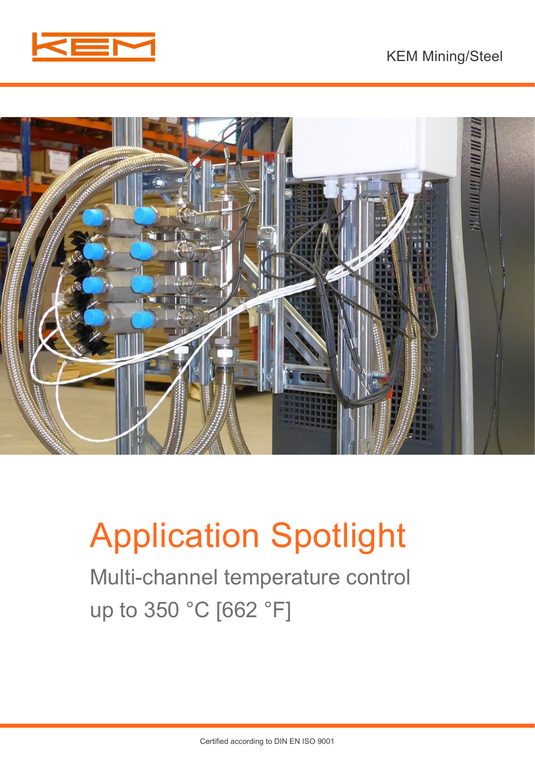KEM Mining/Steel

# Application Spotlight

## Multi-channel temperature control up to 350 °C [662 °F]

Certified according to DIN EN ISO 9001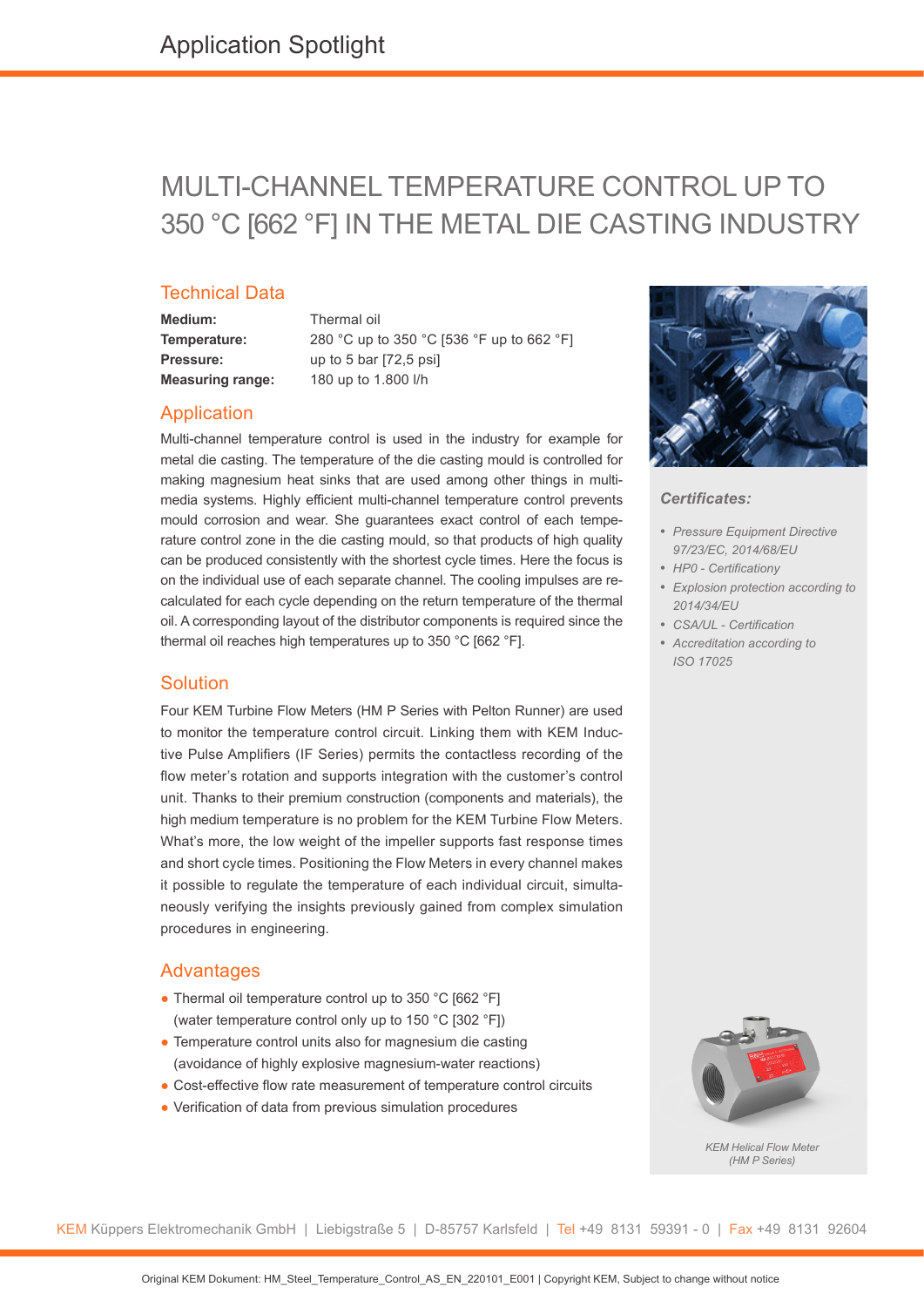# MULTI-CHANNEL TEMPERATURE CONTROL UP TO 350 °C [662 °F] IN THE METAL DIE CASTING INDUSTRY

## Technical Data

| | |
|---|---|
| **Medium:** | Thermal oil |
| **Temperature:** | 280 °C up to 350 °C [536 °F up to 662 °F] |
| **Pressure:** | up to 5 bar [72,5 psi] |
| **Measuring range:** | 180 up to 1.800 l/h |

## Application

Multi-channel temperature control is used in the industry for example for metal die casting. The temperature of the die casting mould is controlled for making magnesium heat sinks that are used among other things in multi-media systems. Highly efficient multi-channel temperature control prevents mould corrosion and wear. She guarantees exact control of each temperature control zone in the die casting mould, so that products of high quality can be produced consistently with the shortest cycle times. Here the focus is on the individual use of each separate channel. The cooling impulses are re-calculated for each cycle depending on the return temperature of the thermal oil. A corresponding layout of the distributor components is required since the thermal oil reaches high temperatures up to 350 °C [662 °F].

## Solution

Four KEM Turbine Flow Meters (HM P Series with Pelton Runner) are used to monitor the temperature control circuit. Linking them with KEM Inductive Pulse Amplifiers (IF Series) permits the contactless recording of the flow meter's rotation and supports integration with the customer's control unit. Thanks to their premium construction (components and materials), the high medium temperature is no problem for the KEM Turbine Flow Meters. What's more, the low weight of the impeller supports fast response times and short cycle times. Positioning the Flow Meters in every channel makes it possible to regulate the temperature of each individual circuit, simultaneously verifying the insights previously gained from complex simulation procedures in engineering.

## Advantages

- Thermal oil temperature control up to 350 °C [662 °F] (water temperature control only up to 150 °C [302 °F])
- Temperature control units also for magnesium die casting (avoidance of highly explosive magnesium-water reactions)
- Cost-effective flow rate measurement of temperature control circuits
- Verification of data from previous simulation procedures

***Certificates:***

- *Pressure Equipment Directive 97/23/EC, 2014/68/EU*
- *HP0 - Certificationy*
- *Explosion protection according to 2014/34/EU*
- *CSA/UL - Certification*
- *Accreditation according to ISO 17025*

*KEM Helical Flow Meter (HM P Series)*

KEM Küppers Elektromechanik GmbH | Liebigstraße 5 | D-85757 Karlsfeld | Tel +49 8131 59391 - 0 | Fax +49 8131 92604

Original KEM Dokument: HM_Steel_Temperature_Control_AS_EN_220101_E001 | Copyright KEM, Subject to change without notice